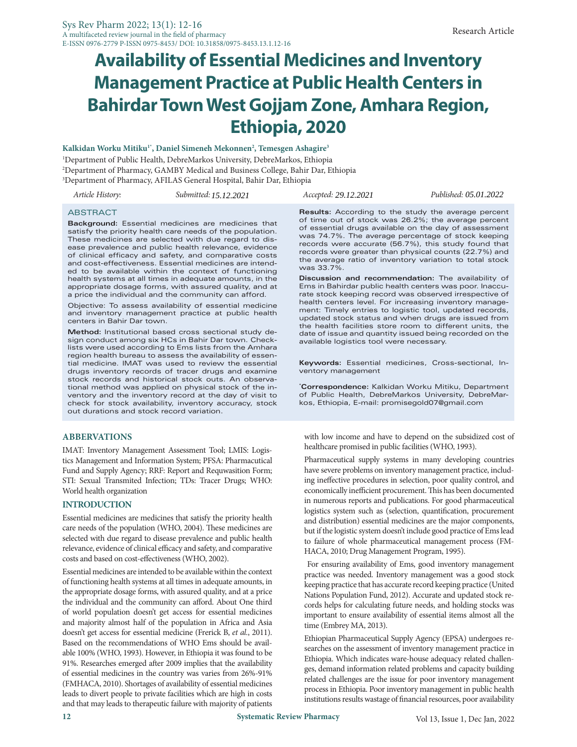Research Article

# Availability of Essential Medicines and Inventory Management Practice at Public Health Centers in Bahirdar Town West Gojjam Zone, Amhara Region, Ethiopia, 2020

**Kalkidan Worku Mitiku[1*], Daniel Simeneh Mekonnen[2], Temesgen Ashagire[3]**

[1]Department of Public Health, DebreMarkos University, DebreMarkos, Ethiopia

[2]Department of Pharmacy, GAMBY Medical and Business College, Bahir Dar, Ethiopia

[3]Department of Pharmacy, AFILAS General Hospital, Bahir Dar, Ethiopia

*Article History:* *Submitted:* *15.12.2021* *Accepted:* *29.12.2021* *Published:* *05.01.2022*

## ABSTRACT

**Background:** Essential medicines are medicines that satisfy the priority health care needs of the population. These medicines are selected with due regard to disease prevalence and public health relevance, evidence of clinical efficacy and safety, and comparative costs and cost-effectiveness. Essential medicines are intended to be available within the context of functioning health systems at all times in adequate amounts, in the appropriate dosage forms, with assured quality, and at a price the individual and the community can afford.

Objective: To assess availability of essential medicine and inventory management practice at public health centers in Bahir Dar town.

**Method:** Institutional based cross sectional study design conduct among six HCs in Bahir Dar town. Checklists were used according to Ems lists from the Amhara region health bureau to assess the availability of essential medicine. IMAT was used to review the essential drugs inventory records of tracer drugs and examine stock records and historical stock outs. An observational method was applied on physical stock of the inventory and the inventory record at the day of visit to check for stock availability, inventory accuracy, stock out durations and stock record variation.

**Results:** According to the study the average percent of time out of stock was 26.2%; the average percent of essential drugs available on the day of assessment was 74.7%. The average percentage of stock keeping records were accurate (56.7%), this study found that records were greater than physical counts (22.7%) and the average ratio of inventory variation to total stock was 33.7%.

**Discussion and recommendation:** The availability of Ems in Bahirdar public health centers was poor. Inaccurate stock keeping record was observed irrespective of health centers level. For increasing inventory management: Timely entries to logistic tool, updated records, updated stock status and when drugs are issued from the health facilities store room to different units, the date of issue and quantity issued being recorded on the available logistics tool were necessary.

**Keywords:** Essential medicines, Cross-sectional, Inventory management

**\*Correspondence:** Kalkidan Worku Mitiku, Department of Public Health, DebreMarkos University, DebreMarkos, Ethiopia, E-mail: promisegold07@gmail.com

## ABBERVATIONS

IMAT: Inventory Management Assessment Tool; LMIS: Logistics Management and Information System; PFSA: Pharmaceutical Fund and Supply Agency; RRF: Report and Requwasition Form; STI: Sexual Transmited Infection; TDs: Tracer Drugs; WHO: World health organization

## INTRODUCTION

Essential medicines are medicines that satisfy the priority health care needs of the population (WHO, 2004). These medicines are selected with due regard to disease prevalence and public health relevance, evidence of clinical efficacy and safety, and comparative costs and based on cost-effectiveness (WHO, 2002).

Essential medicines are intended to be available within the context of functioning health systems at all times in adequate amounts, in the appropriate dosage forms, with assured quality, and at a price the individual and the community can afford. About One third of world population doesn't get access for essential medicines and majority almost half of the population in Africa and Asia doesn't get access for essential medicine (Frerick B, *et al.*, 2011). Based on the recommendations of WHO Ems should be available 100% (WHO, 1993). However, in Ethiopia it was found to be 91%. Researches emerged after 2009 implies that the availability of essential medicines in the country was varies from 26%-91% (FMHACA, 2010). Shortages of availability of essential medicines leads to divert people to private facilities which are high in costs and that may leads to therapeutic failure with majority of patients with low income and have to depend on the subsidized cost of healthcare promised in public facilities (WHO, 1993).

Pharmaceutical supply systems in many developing countries have severe problems on inventory management practice, including ineffective procedures in selection, poor quality control, and economically inefficient procurement. This has been documented in numerous reports and publications. For good pharmaceutical logistics system such as (selection, quantification, procurement and distribution) essential medicines are the major components, but if the logistic system doesn't include good practice of Ems lead to failure of whole pharmaceutical management process (FMHACA, 2010; Drug Management Program, 1995).

For ensuring availability of Ems, good inventory management practice was needed. Inventory management was a good stock keeping practice that has accurate record keeping practice (United Nations Population Fund, 2012). Accurate and updated stock records helps for calculating future needs, and holding stocks was important to ensure availability of essential items almost all the time (Embrey MA, 2013).

Ethiopian Pharmaceutical Supply Agency (EPSA) undergoes researches on the assessment of inventory management practice in Ethiopia. Which indicates ware-house adequacy related challenges, demand information related problems and capacity building related challenges are the issue for poor inventory management process in Ethiopia. Poor inventory management in public health institutions results wastage of financial resources, poor availability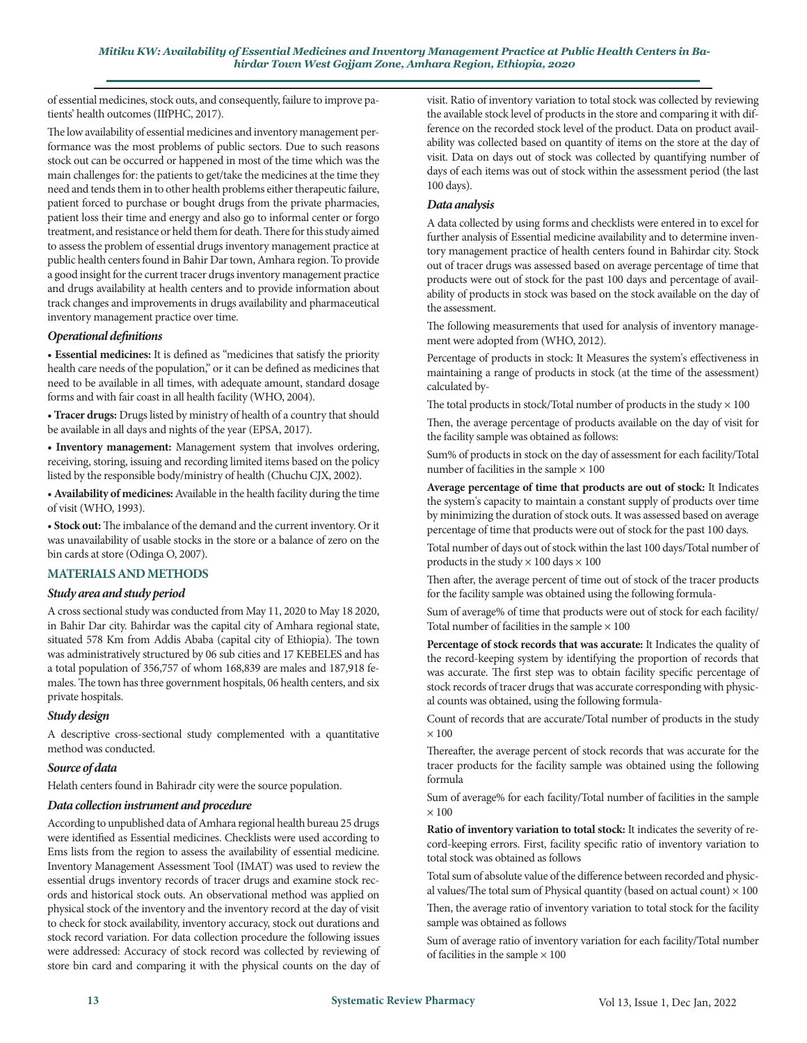of essential medicines, stock outs, and consequently, failure to improve patients' health outcomes (IIfPHC, 2017).

The low availability of essential medicines and inventory management performance was the most problems of public sectors. Due to such reasons stock out can be occurred or happened in most of the time which was the main challenges for: the patients to get/take the medicines at the time they need and tends them in to other health problems either therapeutic failure, patient forced to purchase or bought drugs from the private pharmacies, patient loss their time and energy and also go to informal center or forgo treatment, and resistance or held them for death. There for this study aimed to assess the problem of essential drugs inventory management practice at public health centers found in Bahir Dar town, Amhara region. To provide a good insight for the current tracer drugs inventory management practice and drugs availability at health centers and to provide information about track changes and improvements in drugs availability and pharmaceutical inventory management practice over time.

### *Operational definitions*

- **Essential medicines:** It is defined as "medicines that satisfy the priority health care needs of the population," or it can be defined as medicines that need to be available in all times, with adequate amount, standard dosage forms and with fair coast in all health facility (WHO, 2004).
- **Tracer drugs:** Drugs listed by ministry of health of a country that should be available in all days and nights of the year (EPSA, 2017).
- **Inventory management:** Management system that involves ordering, receiving, storing, issuing and recording limited items based on the policy listed by the responsible body/ministry of health (Chuchu CJX, 2002).
- **Availability of medicines:** Available in the health facility during the time of visit (WHO, 1993).
- **Stock out:** The imbalance of the demand and the current inventory. Or it was unavailability of usable stocks in the store or a balance of zero on the bin cards at store (Odinga O, 2007).

## MATERIALS AND METHODS

### *Study area and study period*

A cross sectional study was conducted from May 11, 2020 to May 18 2020, in Bahir Dar city. Bahirdar was the capital city of Amhara regional state, situated 578 Km from Addis Ababa (capital city of Ethiopia). The town was administratively structured by 06 sub cities and 17 KEBELES and has a total population of 356,757 of whom 168,839 are males and 187,918 females. The town has three government hospitals, 06 health centers, and six private hospitals.

### *Study design*

A descriptive cross-sectional study complemented with a quantitative method was conducted.

### *Source of data*

Helath centers found in Bahiradr city were the source population.

### *Data collection instrument and procedure*

According to unpublished data of Amhara regional health bureau 25 drugs were identified as Essential medicines. Checklists were used according to Ems lists from the region to assess the availability of essential medicine. Inventory Management Assessment Tool (IMAT) was used to review the essential drugs inventory records of tracer drugs and examine stock records and historical stock outs. An observational method was applied on physical stock of the inventory and the inventory record at the day of visit to check for stock availability, inventory accuracy, stock out durations and stock record variation. For data collection procedure the following issues were addressed: Accuracy of stock record was collected by reviewing of store bin card and comparing it with the physical counts on the day of visit. Ratio of inventory variation to total stock was collected by reviewing the available stock level of products in the store and comparing it with difference on the recorded stock level of the product. Data on product availability was collected based on quantity of items on the store at the day of visit. Data on days out of stock was collected by quantifying number of days of each items was out of stock within the assessment period (the last 100 days).

### *Data analysis*

A data collected by using forms and checklists were entered in to excel for further analysis of Essential medicine availability and to determine inventory management practice of health centers found in Bahirdar city. Stock out of tracer drugs was assessed based on average percentage of time that products were out of stock for the past 100 days and percentage of availability of products in stock was based on the stock available on the day of the assessment.

The following measurements that used for analysis of inventory management were adopted from (WHO, 2012).

Percentage of products in stock: It Measures the system's effectiveness in maintaining a range of products in stock (at the time of the assessment) calculated by-

The total products in stock/Total number of products in the study × 100

Then, the average percentage of products available on the day of visit for the facility sample was obtained as follows:

Sum% of products in stock on the day of assessment for each facility/Total number of facilities in the sample × 100

**Average percentage of time that products are out of stock:** It Indicates the system's capacity to maintain a constant supply of products over time by minimizing the duration of stock outs. It was assessed based on average percentage of time that products were out of stock for the past 100 days.

Total number of days out of stock within the last 100 days/Total number of products in the study × 100 days × 100

Then after, the average percent of time out of stock of the tracer products for the facility sample was obtained using the following formula-

Sum of average% of time that products were out of stock for each facility/Total number of facilities in the sample × 100

**Percentage of stock records that was accurate:** It Indicates the quality of the record-keeping system by identifying the proportion of records that was accurate. The first step was to obtain facility specific percentage of stock records of tracer drugs that was accurate corresponding with physical counts was obtained, using the following formula-

Count of records that are accurate/Total number of products in the study × 100

Thereafter, the average percent of stock records that was accurate for the tracer products for the facility sample was obtained using the following formula

Sum of average% for each facility/Total number of facilities in the sample × 100

**Ratio of inventory variation to total stock:** It indicates the severity of record-keeping errors. First, facility specific ratio of inventory variation to total stock was obtained as follows

Total sum of absolute value of the difference between recorded and physical values/The total sum of Physical quantity (based on actual count) × 100

Then, the average ratio of inventory variation to total stock for the facility sample was obtained as follows

Sum of average ratio of inventory variation for each facility/Total number of facilities in the sample × 100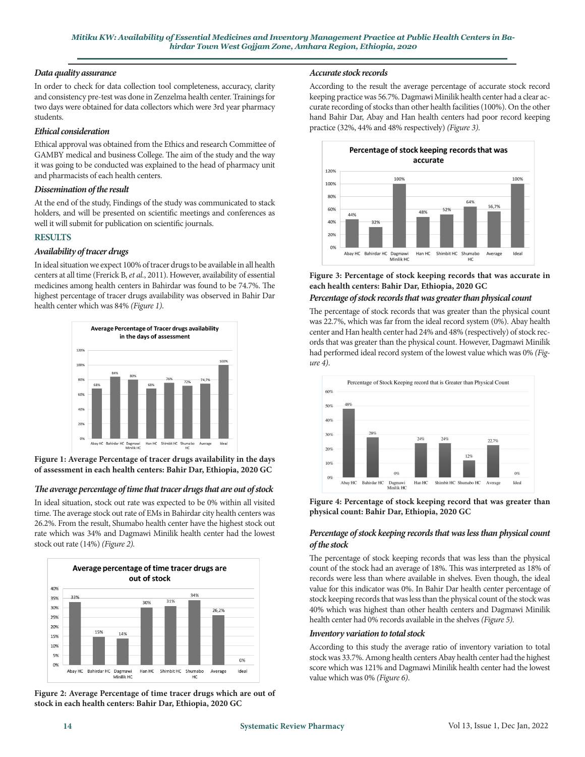### *Data quality assurance*

In order to check for data collection tool completeness, accuracy, clarity and consistency pre-test was done in Zenzelma health center. Trainings for two days were obtained for data collectors which were 3rd year pharmacy students.

### *Ethical consideration*

Ethical approval was obtained from the Ethics and research Committee of GAMBY medical and business College. The aim of the study and the way it was going to be conducted was explained to the head of pharmacy unit and pharmacists of each health centers.

### *Dissemination of the result*

At the end of the study, Findings of the study was communicated to stack holders, and will be presented on scientific meetings and conferences as well it will submit for publication on scientific journals.

## RESULTS

### *Availability of tracer drugs*

In ideal situation we expect 100% of tracer drugs to be available in all health centers at all time (Frerick B, *et al.*, 2011). However, availability of essential medicines among health centers in Bahirdar was found to be 74.7%. The highest percentage of tracer drugs availability was observed in Bahir Dar health center which was 84% *(Figure 1)*.

**Figure 1: Average Percentage of tracer drugs availability in the days of assessment in each health centers: Bahir Dar, Ethiopia, 2020 GC**

### *The average percentage of time that tracer drugs that are out of stock*

In ideal situation, stock out rate was expected to be 0% within all visited time. The average stock out rate of EMs in Bahirdar city health centers was 26.2%. From the result, Shumabo health center have the highest stock out rate which was 34% and Dagmawi Minilik health center had the lowest stock out rate (14%) *(Figure 2)*.

**Figure 2: Average Percentage of time tracer drugs which are out of stock in each health centers: Bahir Dar, Ethiopia, 2020 GC**

### *Accurate stock records*

According to the result the average percentage of accurate stock record keeping practice was 56.7%. Dagmawi Minilik health center had a clear accurate recording of stocks than other health facilities (100%). On the other hand Bahir Dar, Abay and Han health centers had poor record keeping practice (32%, 44% and 48% respectively) *(Figure 3)*.

**Figure 3: Percentage of stock keeping records that was accurate in each health centers: Bahir Dar, Ethiopia, 2020 GC**

### *Percentage of stock records that was greater than physical count*

The percentage of stock records that was greater than the physical count was 22.7%, which was far from the ideal record system (0%). Abay health center and Han health center had 24% and 48% (respectively) of stock records that was greater than the physical count. However, Dagmawi Minilik had performed ideal record system of the lowest value which was 0% *(Figure 4)*.

**Figure 4: Percentage of stock keeping record that was greater than physical count: Bahir Dar, Ethiopia, 2020 GC**

### *Percentage of stock keeping records that was less than physical count of the stock*

The percentage of stock keeping records that was less than the physical count of the stock had an average of 18%. This was interpreted as 18% of records were less than where available in shelves. Even though, the ideal value for this indicator was 0%. In Bahir Dar health center percentage of stock keeping records that was less than the physical count of the stock was 40% which was highest than other health centers and Dagmawi Minilik health center had 0% records available in the shelves *(Figure 5)*.

### *Inventory variation to total stock*

According to this study the average ratio of inventory variation to total stock was 33.7%. Among health centers Abay health center had the highest score which was 121% and Dagmawi Minilik health center had the lowest value which was 0% *(Figure 6)*.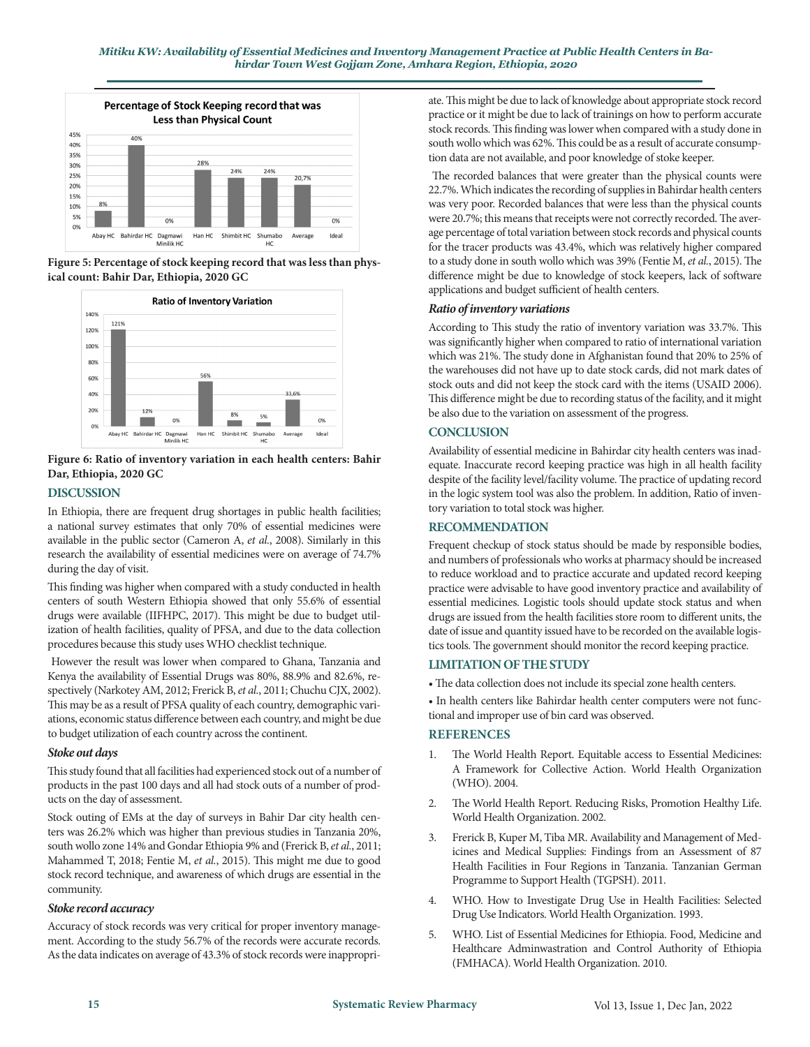Figure 5: Percentage of stock keeping record that was less than physical count: Bahir Dar, Ethiopia, 2020 GC

Figure 6: Ratio of inventory variation in each health centers: Bahir Dar, Ethiopia, 2020 GC

## DISCUSSION

In Ethiopia, there are frequent drug shortages in public health facilities; a national survey estimates that only 70% of essential medicines were available in the public sector (Cameron A, *et al.*, 2008). Similarly in this research the availability of essential medicines were on average of 74.7% during the day of visit.

This finding was higher when compared with a study conducted in health centers of south Western Ethiopia showed that only 55.6% of essential drugs were available (IIFHPC, 2017). This might be due to budget utilization of health facilities, quality of PFSA, and due to the data collection procedures because this study uses WHO checklist technique.

However the result was lower when compared to Ghana, Tanzania and Kenya the availability of Essential Drugs was 80%, 88.9% and 82.6%, respectively (Narkotey AM, 2012; Frerick B, *et al.*, 2011; Chuchu CJX, 2002). This may be as a result of PFSA quality of each country, demographic variations, economic status difference between each country, and might be due to budget utilization of each country across the continent.

### *Stoke out days*

This study found that all facilities had experienced stock out of a number of products in the past 100 days and all had stock outs of a number of products on the day of assessment.

Stock outing of EMs at the day of surveys in Bahir Dar city health centers was 26.2% which was higher than previous studies in Tanzania 20%, south wollo zone 14% and Gondar Ethiopia 9% and (Frerick B, *et al.*, 2011; Mahammed T, 2018; Fentie M, *et al.*, 2015). This might me due to good stock record technique, and awareness of which drugs are essential in the community.

### *Stoke record accuracy*

Accuracy of stock records was very critical for proper inventory management. According to the study 56.7% of the records were accurate records. As the data indicates on average of 43.3% of stock records were inappropriate. This might be due to lack of knowledge about appropriate stock record practice or it might be due to lack of trainings on how to perform accurate stock records. This finding was lower when compared with a study done in south wollo which was 62%. This could be as a result of accurate consumption data are not available, and poor knowledge of stoke keeper.

The recorded balances that were greater than the physical counts were 22.7%. Which indicates the recording of supplies in Bahirdar health centers was very poor. Recorded balances that were less than the physical counts were 20.7%; this means that receipts were not correctly recorded. The average percentage of total variation between stock records and physical counts for the tracer products was 43.4%, which was relatively higher compared to a study done in south wollo which was 39% (Fentie M, *et al.*, 2015). The difference might be due to knowledge of stock keepers, lack of software applications and budget sufficient of health centers.

### *Ratio of inventory variations*

According to This study the ratio of inventory variation was 33.7%. This was significantly higher when compared to ratio of international variation which was 21%. The study done in Afghanistan found that 20% to 25% of the warehouses did not have up to date stock cards, did not mark dates of stock outs and did not keep the stock card with the items (USAID 2006). This difference might be due to recording status of the facility, and it might be also due to the variation on assessment of the progress.

## CONCLUSION

Availability of essential medicine in Bahirdar city health centers was inadequate. Inaccurate record keeping practice was high in all health facility despite of the facility level/facility volume. The practice of updating record in the logic system tool was also the problem. In addition, Ratio of inventory variation to total stock was higher.

## RECOMMENDATION

Frequent checkup of stock status should be made by responsible bodies, and numbers of professionals who works at pharmacy should be increased to reduce workload and to practice accurate and updated record keeping practice were advisable to have good inventory practice and availability of essential medicines. Logistic tools should update stock status and when drugs are issued from the health facilities store room to different units, the date of issue and quantity issued have to be recorded on the available logistics tools. The government should monitor the record keeping practice.

## LIMITATION OF THE STUDY

- The data collection does not include its special zone health centers.
- In health centers like Bahirdar health center computers were not functional and improper use of bin card was observed.

## REFERENCES

1. The World Health Report. Equitable access to Essential Medicines: A Framework for Collective Action. World Health Organization (WHO). 2004.
2. The World Health Report. Reducing Risks, Promotion Healthy Life. World Health Organization. 2002.
3. Frerick B, Kuper M, Tiba MR. Availability and Management of Medicines and Medical Supplies: Findings from an Assessment of 87 Health Facilities in Four Regions in Tanzania. Tanzanian German Programme to Support Health (TGPSH). 2011.
4. WHO. How to Investigate Drug Use in Health Facilities: Selected Drug Use Indicators. World Health Organization. 1993.
5. WHO. List of Essential Medicines for Ethiopia. Food, Medicine and Healthcare Adminwastration and Control Authority of Ethiopia (FMHACA). World Health Organization. 2010.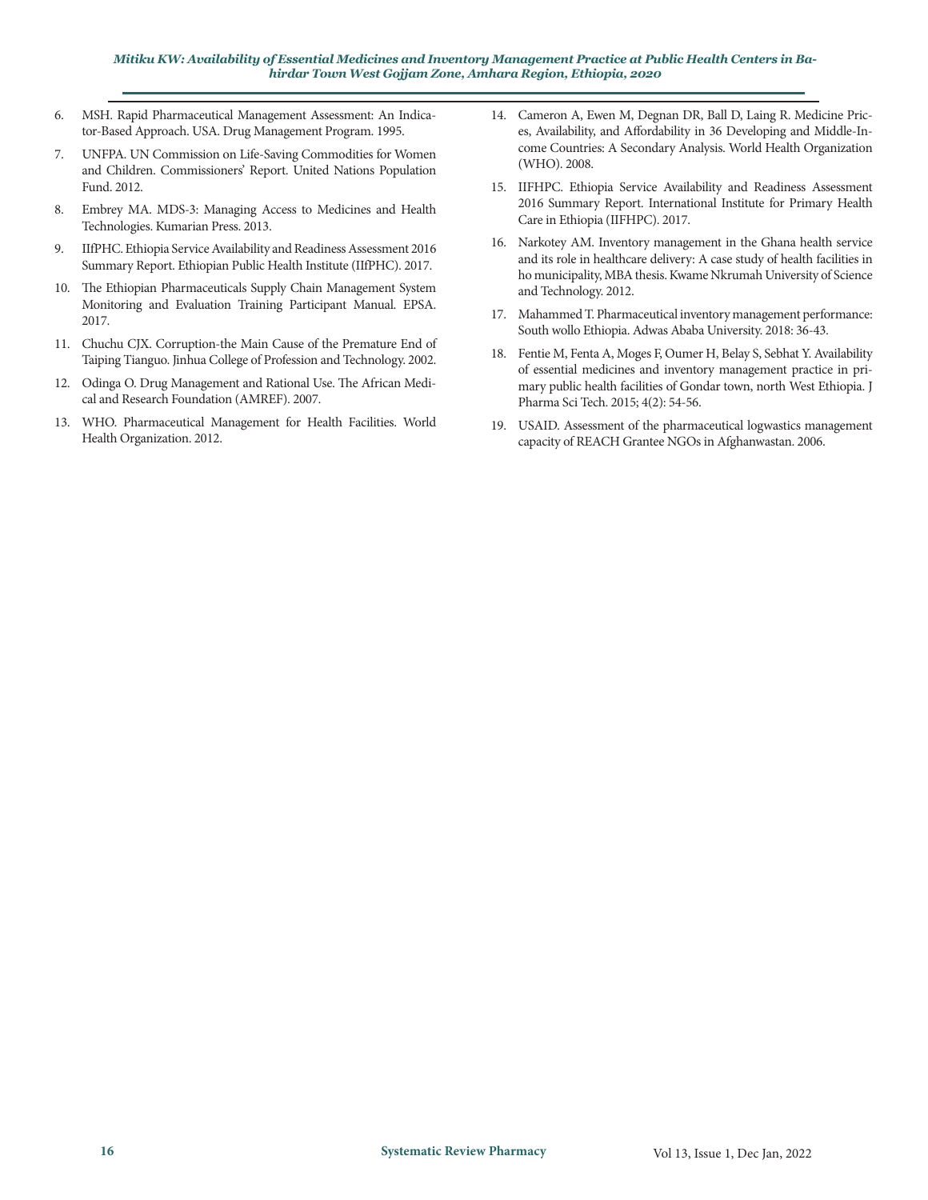6. MSH. Rapid Pharmaceutical Management Assessment: An Indicator-Based Approach. USA. Drug Management Program. 1995.

7. UNFPA. UN Commission on Life-Saving Commodities for Women and Children. Commissioners' Report. United Nations Population Fund. 2012.

8. Embrey MA. MDS-3: Managing Access to Medicines and Health Technologies. Kumarian Press. 2013.

9. IIfPHC. Ethiopia Service Availability and Readiness Assessment 2016 Summary Report. Ethiopian Public Health Institute (IIfPHC). 2017.

10. The Ethiopian Pharmaceuticals Supply Chain Management System Monitoring and Evaluation Training Participant Manual. EPSA. 2017.

11. Chuchu CJX. Corruption-the Main Cause of the Premature End of Taiping Tianguo. Jinhua College of Profession and Technology. 2002.

12. Odinga O. Drug Management and Rational Use. The African Medical and Research Foundation (AMREF). 2007.

13. WHO. Pharmaceutical Management for Health Facilities. World Health Organization. 2012.

14. Cameron A, Ewen M, Degnan DR, Ball D, Laing R. Medicine Prices, Availability, and Affordability in 36 Developing and Middle-Income Countries: A Secondary Analysis. World Health Organization (WHO). 2008.

15. IIFHPC. Ethiopia Service Availability and Readiness Assessment 2016 Summary Report. International Institute for Primary Health Care in Ethiopia (IIFHPC). 2017.

16. Narkotey AM. Inventory management in the Ghana health service and its role in healthcare delivery: A case study of health facilities in ho municipality, MBA thesis. Kwame Nkrumah University of Science and Technology. 2012.

17. Mahammed T. Pharmaceutical inventory management performance: South wollo Ethiopia. Adwas Ababa University. 2018: 36-43.

18. Fentie M, Fenta A, Moges F, Oumer H, Belay S, Sebhat Y. Availability of essential medicines and inventory management practice in primary public health facilities of Gondar town, north West Ethiopia. J Pharma Sci Tech. 2015; 4(2): 54-56.

19. USAID. Assessment of the pharmaceutical logwastics management capacity of REACH Grantee NGOs in Afghanwastan. 2006.